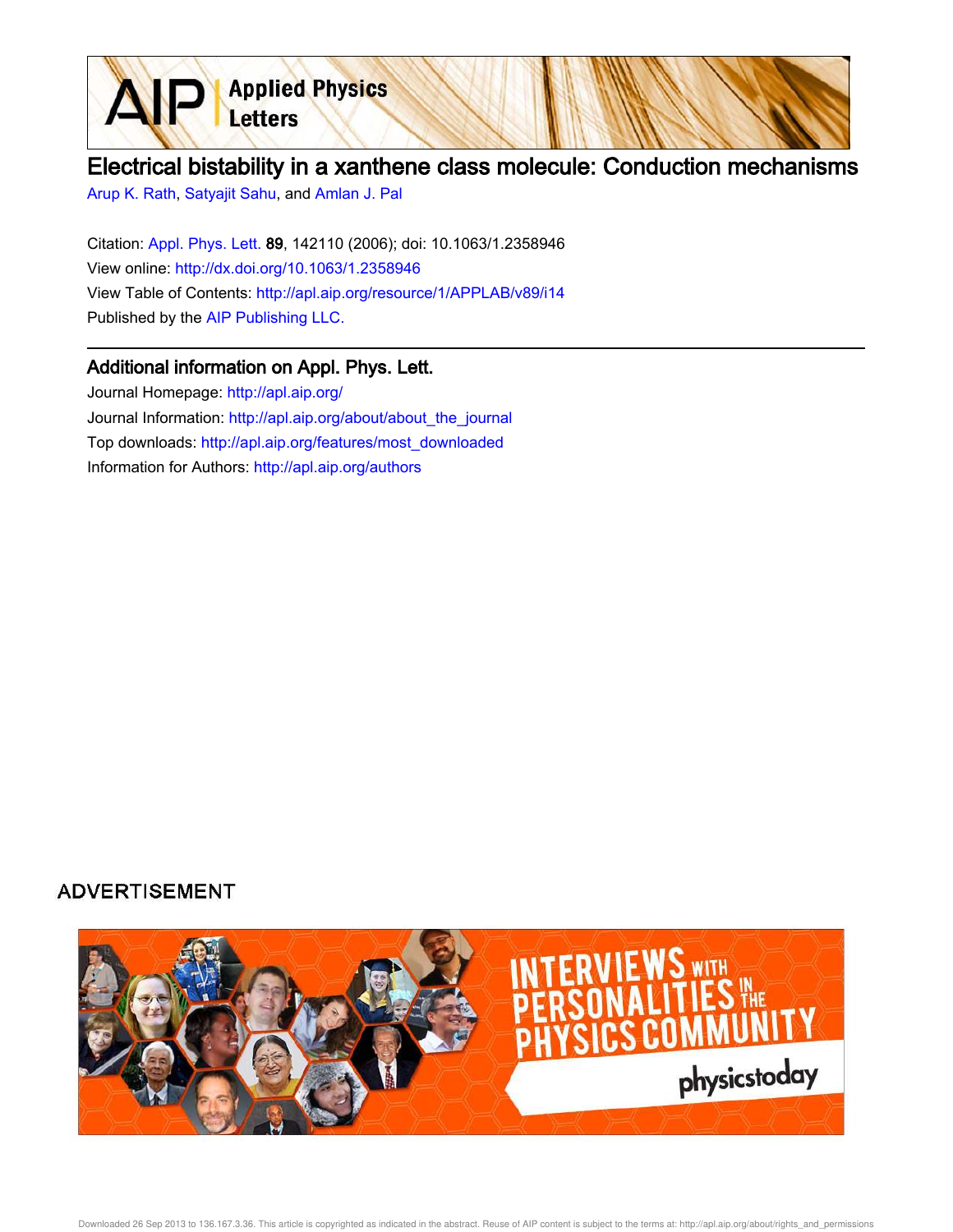# Electrical bistability in a xanthene class molecule: Conduction mechanisms

Arup K. Rath, Satyajit Sahu, and Amlan J. Pal

Citation: Appl. Phys. Lett. **89**, 142110 (2006); doi: 10.1063/1.2358946

View online: http://dx.doi.org/10.1063/1.2358946

View Table of Contents: http://apl.aip.org/resource/1/APPLAB/v89/i14

Published by the AIP Publishing LLC.

## Additional information on Appl. Phys. Lett.

Journal Homepage: http://apl.aip.org/

Journal Information: http://apl.aip.org/about/about_the_journal

Top downloads: http://apl.aip.org/features/most_downloaded

Information for Authors: http://apl.aip.org/authors

ADVERTISEMENT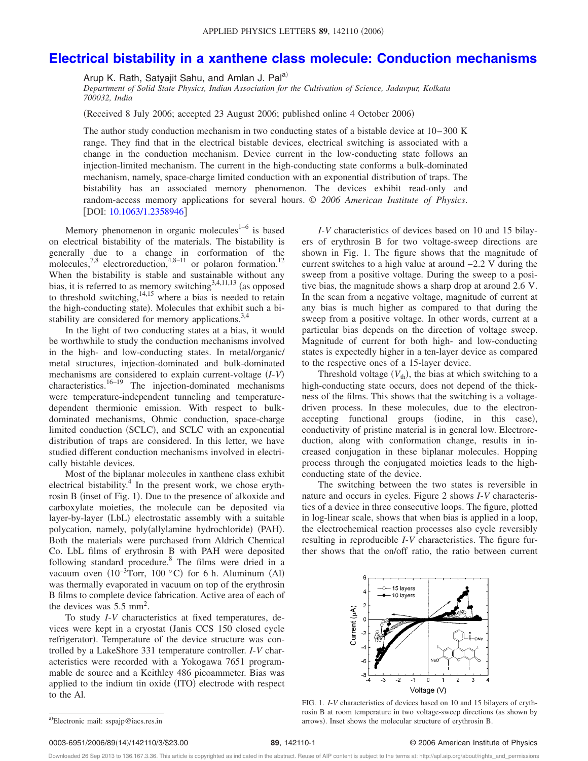# Electrical bistability in a xanthene class molecule: Conduction mechanisms

Arup K. Rath, Satyajit Sahu, and Amlan J. Pal[a]

*Department of Solid State Physics, Indian Association for the Cultivation of Science, Jadavpur, Kolkata 700032, India*

(Received 8 July 2006; accepted 23 August 2006; published online 4 October 2006)

The author study conduction mechanism in two conducting states of a bistable device at 10–300 K range. They find that in the electrical bistable devices, electrical switching is associated with a change in the conduction mechanism. Device current in the low-conducting state follows an injection-limited mechanism. The current in the high-conducting state conforms a bulk-dominated mechanism, namely, space-charge limited conduction with an exponential distribution of traps. The bistability has an associated memory phenomenon. The devices exhibit read-only and random-access memory applications for several hours. © *2006 American Institute of Physics*. [DOI: 10.1063/1.2358946]

Memory phenomenon in organic molecules[1–6] is based on electrical bistability of the materials. The bistability is generally due to a change in corformation of the molecules,[7,8] electroreduction,[4,8–11] or polaron formation.[12] When the bistability is stable and sustainable without any bias, it is referred to as memory switching[3,4,11,13] (as opposed to threshold switching,[14,15] where a bias is needed to retain the high-conducting state). Molecules that exhibit such a bistability are considered for memory applications.[3,4]

In the light of two conducting states at a bias, it would be worthwhile to study the conduction mechanisms involved in the high- and low-conducting states. In metal/organic/metal structures, injection-dominated and bulk-dominated mechanisms are considered to explain current-voltage (*I-V*) characteristics.[16–19] The injection-dominated mechanisms were temperature-independent tunneling and temperature-dependent thermionic emission. With respect to bulk-dominated mechanisms, Ohmic conduction, space-charge limited conduction (SCLC), and SCLC with an exponential distribution of traps are considered. In this letter, we have studied different conduction mechanisms involved in electrically bistable devices.

Most of the biplanar molecules in xanthene class exhibit electrical bistability.[4] In the present work, we chose erythrosin B (inset of Fig. 1). Due to the presence of alkoxide and carboxylate moieties, the molecule can be deposited via layer-by-layer (LbL) electrostatic assembly with a suitable polycation, namely, poly(allylamine hydrochloride) (PAH). Both the materials were purchased from Aldrich Chemical Co. LbL films of erythrosin B with PAH were deposited following standard procedure.[8] The films were dried in a vacuum oven ($10^{-3}$Torr, 100 °C) for 6 h. Aluminum (Al) was thermally evaporated in vacuum on top of the erythrosin B films to complete device fabrication. Active area of each of the devices was 5.5 mm$^2$.

To study *I-V* characteristics at fixed temperatures, devices were kept in a cryostat (Janis CCS 150 closed cycle refrigerator). Temperature of the device structure was controlled by a LakeShore 331 temperature controller. *I-V* characteristics were recorded with a Yokogawa 7651 programmable dc source and a Keithley 486 picoammeter. Bias was applied to the indium tin oxide (ITO) electrode with respect to the Al.

*I-V* characteristics of devices based on 10 and 15 bilayers of erythrosin B for two voltage-sweep directions are shown in Fig. 1. The figure shows that the magnitude of current switches to a high value at around −2.2 V during the sweep from a positive voltage. During the sweep to a positive bias, the magnitude shows a sharp drop at around 2.6 V. In the scan from a negative voltage, magnitude of current at any bias is much higher as compared to that during the sweep from a positive voltage. In other words, current at a particular bias depends on the direction of voltage sweep. Magnitude of current for both high- and low-conducting states is expectedly higher in a ten-layer device as compared to the respective ones of a 15-layer device.

Threshold voltage ($V_{\rm th}$), the bias at which switching to a high-conducting state occurs, does not depend of the thickness of the films. This shows that the switching is a voltage-driven process. In these molecules, due to the electron-accepting functional groups (iodine, in this case), conductivity of pristine material is in general low. Electroreduction, along with conformation change, results in increased conjugation in these biplanar molecules. Hopping process through the conjugated moieties leads to the high-conducting state of the device.

The switching between the two states is reversible in nature and occurs in cycles. Figure 2 shows *I-V* characteristics of a device in three consecutive loops. The figure, plotted in log-linear scale, shows that when bias is applied in a loop, the electrochemical reaction processes also cycle reversibly resulting in reproducible *I-V* characteristics. The figure further shows that the on/off ratio, the ratio between current

FIG. 1. *I-V* characteristics of devices based on 10 and 15 bilayers of erythrosin B at room temperature in two voltage-sweep directions (as shown by arrows). Inset shows the molecular structure of erythrosin B.

[a]Electronic mail: sspajp@iacs.res.in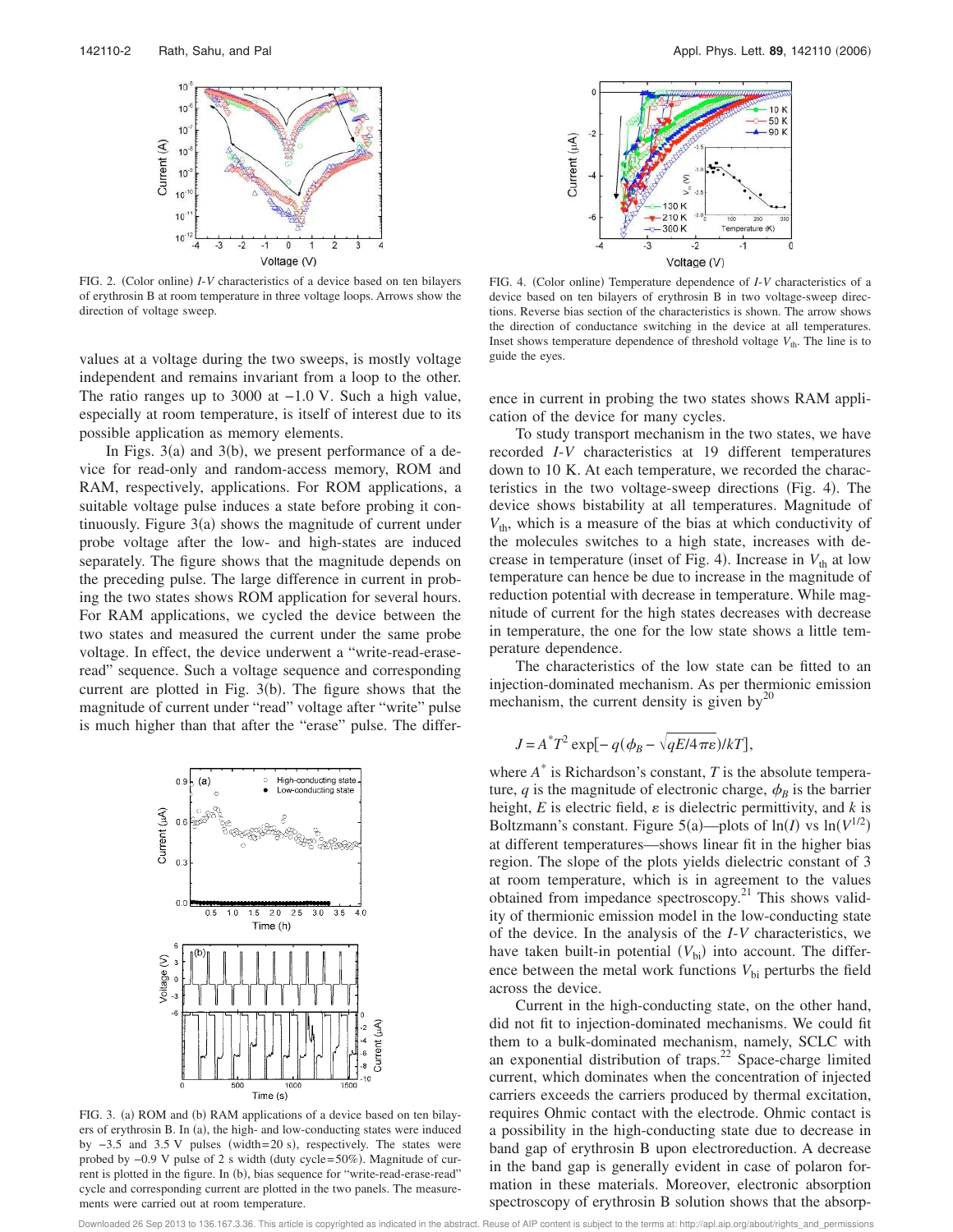FIG. 2. (Color online) *I-V* characteristics of a device based on ten bilayers of erythrosin B at room temperature in three voltage loops. Arrows show the direction of voltage sweep.

values at a voltage during the two sweeps, is mostly voltage independent and remains invariant from a loop to the other. The ratio ranges up to 3000 at −1.0 V. Such a high value, especially at room temperature, is itself of interest due to its possible application as memory elements.

In Figs. 3(a) and 3(b), we present performance of a device for read-only and random-access memory, ROM and RAM, respectively, applications. For ROM applications, a suitable voltage pulse induces a state before probing it continuously. Figure 3(a) shows the magnitude of current under probe voltage after the low- and high-states are induced separately. The figure shows that the magnitude depends on the preceding pulse. The large difference in current in probing the two states shows ROM application for several hours. For RAM applications, we cycled the device between the two states and measured the current under the same probe voltage. In effect, the device underwent a "write-read-erase-read" sequence. Such a voltage sequence and corresponding current are plotted in Fig. 3(b). The figure shows that the magnitude of current under "read" voltage after "write" pulse is much higher than that after the "erase" pulse. The difference in current in probing the two states shows RAM application of the device for many cycles.

FIG. 3. (a) ROM and (b) RAM applications of a device based on ten bilayers of erythrosin B. In (a), the high- and low-conducting states were induced by −3.5 and 3.5 V pulses (width=20 s), respectively. The states were probed by −0.9 V pulse of 2 s width (duty cycle=50%). Magnitude of current is plotted in the figure. In (b), bias sequence for "write-read-erase-read" cycle and corresponding current are plotted in the two panels. The measurements were carried out at room temperature.

FIG. 4. (Color online) Temperature dependence of *I-V* characteristics of a device based on ten bilayers of erythrosin B in two voltage-sweep directions. Reverse bias section of the characteristics is shown. The arrow shows the direction of conductance switching in the device at all temperatures. Inset shows temperature dependence of threshold voltage $V_{th}$. The line is to guide the eyes.

To study transport mechanism in the two states, we have recorded *I-V* characteristics at 19 different temperatures down to 10 K. At each temperature, we recorded the characteristics in the two voltage-sweep directions (Fig. 4). The device shows bistability at all temperatures. Magnitude of $V_{th}$, which is a measure of the bias at which conductivity of the molecules switches to a high state, increases with decrease in temperature (inset of Fig. 4). Increase in $V_{th}$ at low temperature can hence be due to increase in the magnitude of reduction potential with decrease in temperature. While magnitude of current for the high states decreases with decrease in temperature, the one for the low state shows a little temperature dependence.

The characteristics of the low state can be fitted to an injection-dominated mechanism. As per thermionic emission mechanism, the current density is given by[20]

$$J = A^{*}T^{2}\exp[-q(\phi_B - \sqrt{qE/4\pi\varepsilon})/kT],$$

where $A^{*}$ is Richardson's constant, $T$ is the absolute temperature, $q$ is the magnitude of electronic charge, $\phi_B$ is the barrier height, $E$ is electric field, $\varepsilon$ is dielectric permittivity, and $k$ is Boltzmann's constant. Figure 5(a)—plots of $\ln(I)$ vs $\ln(V^{1/2})$ at different temperatures—shows linear fit in the higher bias region. The slope of the plots yields dielectric constant of 3 at room temperature, which is in agreement to the values obtained from impedance spectroscopy.[21] This shows validity of thermionic emission model in the low-conducting state of the device. In the analysis of the *I-V* characteristics, we have taken built-in potential ($V_{bi}$) into account. The difference between the metal work functions $V_{bi}$ perturbs the field across the device.

Current in the high-conducting state, on the other hand, did not fit to injection-dominated mechanisms. We could fit them to a bulk-dominated mechanism, namely, SCLC with an exponential distribution of traps.[22] Space-charge limited current, which dominates when the concentration of injected carriers exceeds the carriers produced by thermal excitation, requires Ohmic contact with the electrode. Ohmic contact is a possibility in the high-conducting state due to decrease in band gap of erythrosin B upon electroreduction. A decrease in the band gap is generally evident in case of polaron formation in these materials. Moreover, electronic absorption spectroscopy of erythrosin B solution shows that the absorp-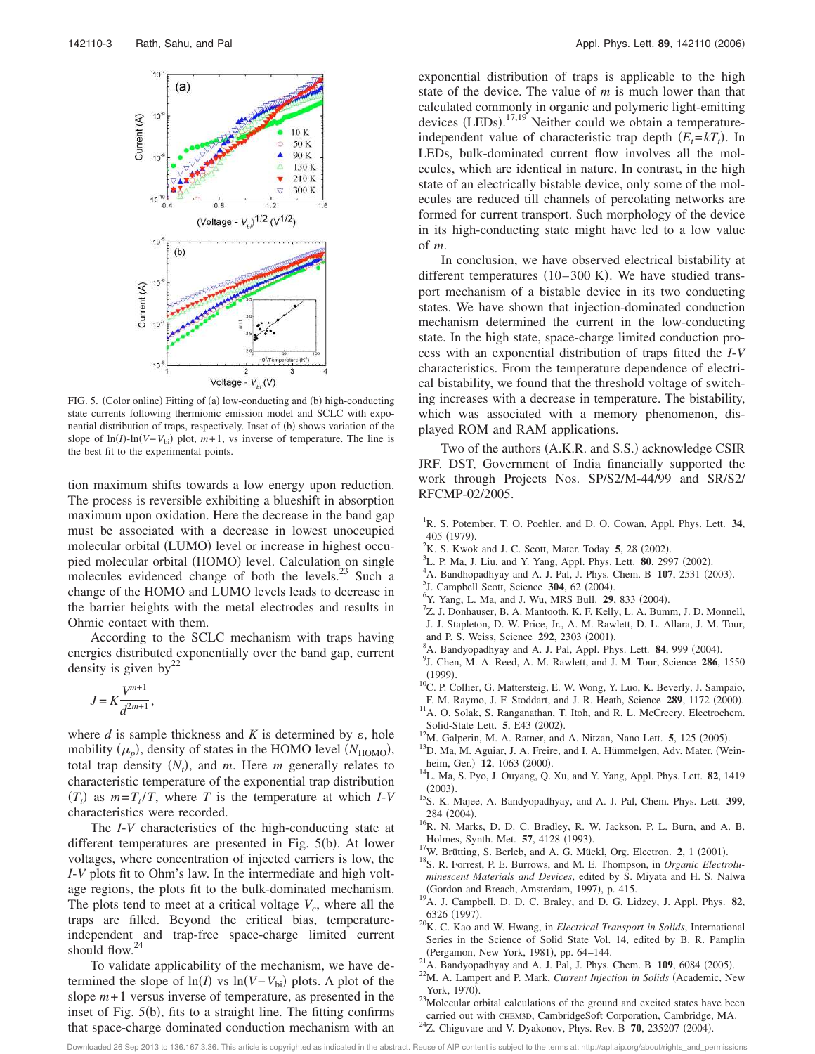(a)

Current (A)

(Voltage - $V_{bi}$)$^{1/2}$ ($V^{1/2}$)

10 K
50 K
90 K
130 K
210 K
300 K

(b)

Current (A)

Voltage - $V_{bi}$ (V)

m+1

$10^3$/Temperature ($K^{-1}$)

FIG. 5. (Color online) Fitting of (a) low-conducting and (b) high-conducting state currents following thermionic emission model and SCLC with exponential distribution of traps, respectively. Inset of (b) shows variation of the slope of ln($I$)-ln($V-V_{bi}$) plot, $m+1$, vs inverse of temperature. The line is the best fit to the experimental points.

tion maximum shifts towards a low energy upon reduction. The process is reversible exhibiting a blueshift in absorption maximum upon oxidation. Here the decrease in the band gap must be associated with a decrease in lowest unoccupied molecular orbital (LUMO) level or increase in highest occupied molecular orbital (HOMO) level. Calculation on single molecules evidenced change of both the levels.[23] Such a change of the HOMO and LUMO levels leads to decrease in the barrier heights with the metal electrodes and results in Ohmic contact with them.

According to the SCLC mechanism with traps having energies distributed exponentially over the band gap, current density is given by[22]

$$J = K\frac{V^{m+1}}{d^{2m+1}},$$

where $d$ is sample thickness and $K$ is determined by $\varepsilon$, hole mobility ($\mu_p$), density of states in the HOMO level ($N_{\mathrm{HOMO}}$), total trap density ($N_t$), and $m$. Here $m$ generally relates to characteristic temperature of the exponential trap distribution ($T_t$) as $m=T_t/T$, where $T$ is the temperature at which $I$-$V$ characteristics were recorded.

The $I$-$V$ characteristics of the high-conducting state at different temperatures are presented in Fig. 5(b). At lower voltages, where concentration of injected carriers is low, the $I$-$V$ plots fit to Ohm's law. In the intermediate and high voltage regions, the plots fit to the bulk-dominated mechanism. The plots tend to meet at a critical voltage $V_c$, where all the traps are filled. Beyond the critical bias, temperature-independent and trap-free space-charge limited current should flow.[24]

To validate applicability of the mechanism, we have determined the slope of ln($I$) vs ln($V-V_{bi}$) plots. A plot of the slope $m+1$ versus inverse of temperature, as presented in the inset of Fig. 5(b), fits to a straight line. The fitting confirms that space-charge dominated conduction mechanism with an exponential distribution of traps is applicable to the high state of the device. The value of $m$ is much lower than that calculated commonly in organic and polymeric light-emitting devices (LEDs).[17,19] Neither could we obtain a temperature-independent value of characteristic trap depth ($E_t=kT_t$). In LEDs, bulk-dominated current flow involves all the molecules, which are identical in nature. In contrast, in the high state of an electrically bistable device, only some of the molecules are reduced till channels of percolating networks are formed for current transport. Such morphology of the device in its high-conducting state might have led to a low value of $m$.

In conclusion, we have observed electrical bistability at different temperatures (10–300 K). We have studied transport mechanism of a bistable device in its two conducting states. We have shown that injection-dominated conduction mechanism determined the current in the low-conducting state. In the high state, space-charge limited conduction process with an exponential distribution of traps fitted the $I$-$V$ characteristics. From the temperature dependence of electrical bistability, we found that the threshold voltage of switching increases with a decrease in temperature. The bistability, which was associated with a memory phenomenon, displayed ROM and RAM applications.

Two of the authors (A.K.R. and S.S.) acknowledge CSIR JRF. DST, Government of India financially supported the work through Projects Nos. SP/S2/M-44/99 and SR/S2/RFCMP-02/2005.

[1] R. S. Potember, T. O. Poehler, and D. O. Cowan, Appl. Phys. Lett. **34**, 405 (1979).
[2] K. S. Kwok and J. C. Scott, Mater. Today **5**, 28 (2002).
[3] L. P. Ma, J. Liu, and Y. Yang, Appl. Phys. Lett. **80**, 2997 (2002).
[4] A. Bandhopadhyay and A. J. Pal, J. Phys. Chem. B **107**, 2531 (2003).
[5] J. Campbell Scott, Science **304**, 62 (2004).
[6] Y. Yang, L. Ma, and J. Wu, MRS Bull. **29**, 833 (2004).
[7] Z. J. Donhauser, B. A. Mantooth, K. F. Kelly, L. A. Bumm, J. D. Monnell, J. J. Stapleton, D. W. Price, Jr., A. M. Rawlett, D. L. Allara, J. M. Tour, and P. S. Weiss, Science **292**, 2303 (2001).
[8] A. Bandyopadhyay and A. J. Pal, Appl. Phys. Lett. **84**, 999 (2004).
[9] J. Chen, M. A. Reed, A. M. Rawlett, and J. M. Tour, Science **286**, 1550 (1999).
[10] C. P. Collier, G. Mattersteig, E. W. Wong, Y. Luo, K. Beverly, J. Sampaio, F. M. Raymo, J. F. Stoddart, and J. R. Heath, Science **289**, 1172 (2000).
[11] A. O. Solak, S. Ranganathan, T. Itoh, and R. L. McCreery, Electrochem. Solid-State Lett. **5**, E43 (2002).
[12] M. Galperin, M. A. Ratner, and A. Nitzan, Nano Lett. **5**, 125 (2005).
[13] D. Ma, M. Aguiar, J. A. Freire, and I. A. Hümmelgen, Adv. Mater. (Weinheim, Ger.) **12**, 1063 (2000).
[14] L. Ma, S. Pyo, J. Ouyang, Q. Xu, and Y. Yang, Appl. Phys. Lett. **82**, 1419 (2003).
[15] S. K. Majee, A. Bandyopadhyay, and A. J. Pal, Chem. Phys. Lett. **399**, 284 (2004).
[16] R. N. Marks, D. D. C. Bradley, R. W. Jackson, P. L. Burn, and A. B. Holmes, Synth. Met. **57**, 4128 (1993).
[17] W. Brütting, S. Berleb, and A. G. Mückl, Org. Electron. **2**, 1 (2001).
[18] S. R. Forrest, P. E. Burrows, and M. E. Thompson, in *Organic Electroluminescent Materials and Devices*, edited by S. Miyata and H. S. Nalwa (Gordon and Breach, Amsterdam, 1997), p. 415.
[19] A. J. Campbell, D. D. C. Braley, and D. G. Lidzey, J. Appl. Phys. **82**, 6326 (1997).
[20] K. C. Kao and W. Hwang, in *Electrical Transport in Solids*, International Series in the Science of Solid State Vol. 14, edited by B. R. Pamplin (Pergamon, New York, 1981), pp. 64–144.
[21] A. Bandyopadhyay and A. J. Pal, J. Phys. Chem. B **109**, 6084 (2005).
[22] M. A. Lampert and P. Mark, *Current Injection in Solids* (Academic, New York, 1970).
[23] Molecular orbital calculations of the ground and excited states have been carried out with CHEM3D, CambridgeSoft Corporation, Cambridge, MA.
[24] Z. Chiguvare and V. Dyakonov, Phys. Rev. B **70**, 235207 (2004).